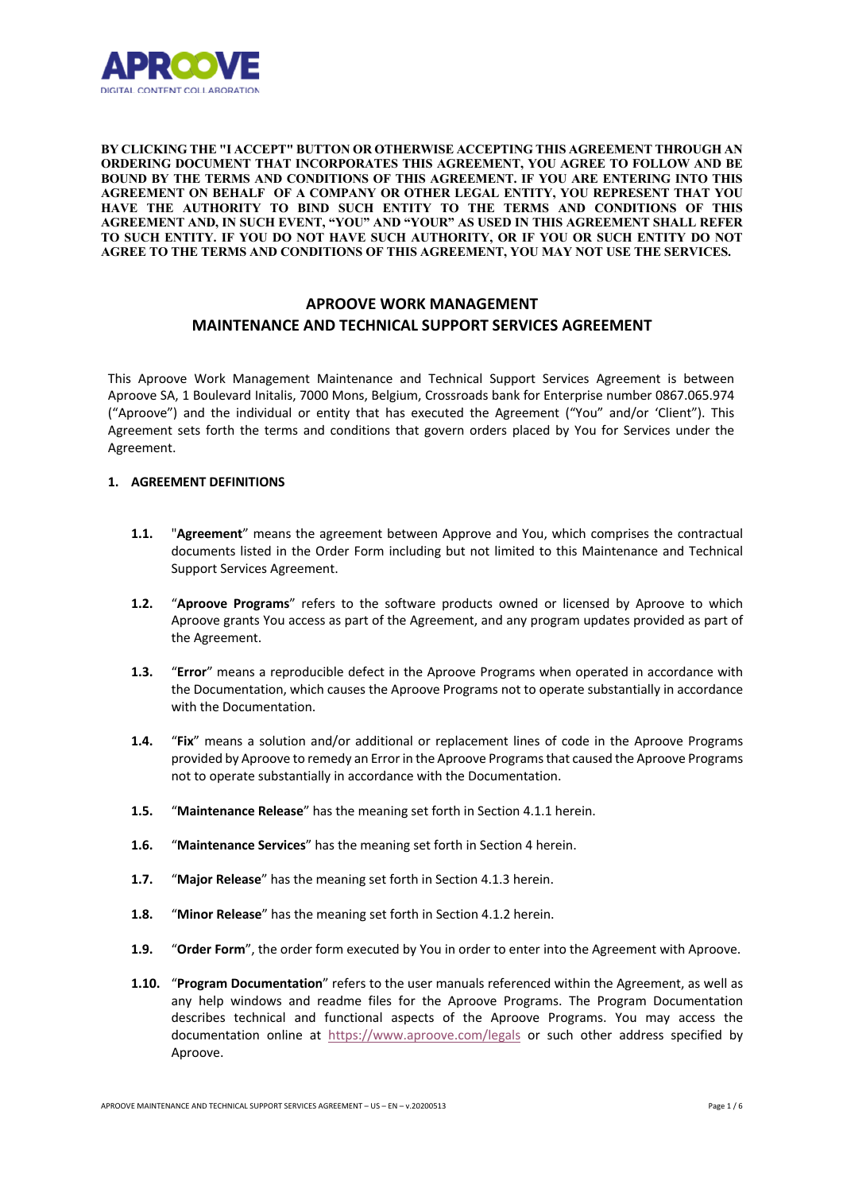**BY CLICKING THE "I ACCEPT" BUTTON OR OTHERWISE ACCEPTING THIS AGREEMENT THROUGH AN ORDERING DOCUMENT THAT INCORPORATES THIS AGREEMENT, YOU AGREE TO FOLLOW AND BE BOUND BY THE TERMS AND CONDITIONS OF THIS AGREEMENT. IF YOU ARE ENTERING INTO THIS AGREEMENT ON BEHALF OF A COMPANY OR OTHER LEGAL ENTITY, YOU REPRESENT THAT YOU HAVE THE AUTHORITY TO BIND SUCH ENTITY TO THE TERMS AND CONDITIONS OF THIS AGREEMENT AND, IN SUCH EVENT, "YOU" AND "YOUR" AS USED IN THIS AGREEMENT SHALL REFER TO SUCH ENTITY. IF YOU DO NOT HAVE SUCH AUTHORITY, OR IF YOU OR SUCH ENTITY DO NOT AGREE TO THE TERMS AND CONDITIONS OF THIS AGREEMENT, YOU MAY NOT USE THE SERVICES.**

# APROOVE WORK MANAGEMENT
# MAINTENANCE AND TECHNICAL SUPPORT SERVICES AGREEMENT

This Aproove Work Management Maintenance and Technical Support Services Agreement is between Aproove SA, 1 Boulevard Initalis, 7000 Mons, Belgium, Crossroads bank for Enterprise number 0867.065.974 ("Aproove") and the individual or entity that has executed the Agreement ("You" and/or 'Client"). This Agreement sets forth the terms and conditions that govern orders placed by You for Services under the Agreement.

## 1. AGREEMENT DEFINITIONS

**1.1.** "**Agreement**" means the agreement between Approve and You, which comprises the contractual documents listed in the Order Form including but not limited to this Maintenance and Technical Support Services Agreement.

**1.2.** "**Aproove Programs**" refers to the software products owned or licensed by Aproove to which Aproove grants You access as part of the Agreement, and any program updates provided as part of the Agreement.

**1.3.** "**Error**" means a reproducible defect in the Aproove Programs when operated in accordance with the Documentation, which causes the Aproove Programs not to operate substantially in accordance with the Documentation.

**1.4.** "**Fix**" means a solution and/or additional or replacement lines of code in the Aproove Programs provided by Aproove to remedy an Error in the Aproove Programs that caused the Aproove Programs not to operate substantially in accordance with the Documentation.

**1.5.** "**Maintenance Release**" has the meaning set forth in Section 4.1.1 herein.

**1.6.** "**Maintenance Services**" has the meaning set forth in Section 4 herein.

**1.7.** "**Major Release**" has the meaning set forth in Section 4.1.3 herein.

**1.8.** "**Minor Release**" has the meaning set forth in Section 4.1.2 herein.

**1.9.** "**Order Form**", the order form executed by You in order to enter into the Agreement with Aproove.

**1.10.** "**Program Documentation**" refers to the user manuals referenced within the Agreement, as well as any help windows and readme files for the Aproove Programs. The Program Documentation describes technical and functional aspects of the Aproove Programs. You may access the documentation online at https://www.aproove.com/legals or such other address specified by Aproove.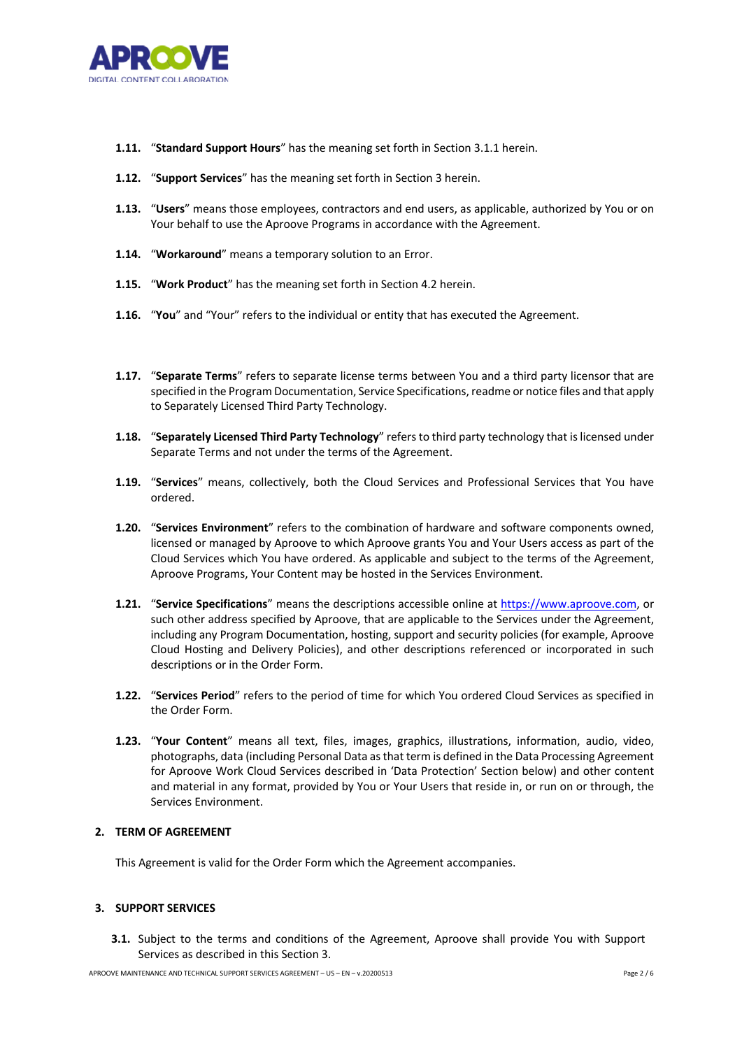**1.11.** "**Standard Support Hours**" has the meaning set forth in Section 3.1.1 herein.

**1.12.** "**Support Services**" has the meaning set forth in Section 3 herein.

**1.13.** "**Users**" means those employees, contractors and end users, as applicable, authorized by You or on Your behalf to use the Aproove Programs in accordance with the Agreement.

**1.14.** "**Workaround**" means a temporary solution to an Error.

**1.15.** "**Work Product**" has the meaning set forth in Section 4.2 herein.

**1.16.** "**You**" and "Your" refers to the individual or entity that has executed the Agreement.

**1.17.** "**Separate Terms**" refers to separate license terms between You and a third party licensor that are specified in the Program Documentation, Service Specifications, readme or notice files and that apply to Separately Licensed Third Party Technology.

**1.18.** "**Separately Licensed Third Party Technology**" refers to third party technology that is licensed under Separate Terms and not under the terms of the Agreement.

**1.19.** "**Services**" means, collectively, both the Cloud Services and Professional Services that You have ordered.

**1.20.** "**Services Environment**" refers to the combination of hardware and software components owned, licensed or managed by Aproove to which Aproove grants You and Your Users access as part of the Cloud Services which You have ordered. As applicable and subject to the terms of the Agreement, Aproove Programs, Your Content may be hosted in the Services Environment.

**1.21.** "**Service Specifications**" means the descriptions accessible online at https://www.aproove.com, or such other address specified by Aproove, that are applicable to the Services under the Agreement, including any Program Documentation, hosting, support and security policies (for example, Aproove Cloud Hosting and Delivery Policies), and other descriptions referenced or incorporated in such descriptions or in the Order Form.

**1.22.** "**Services Period**" refers to the period of time for which You ordered Cloud Services as specified in the Order Form.

**1.23.** "**Your Content**" means all text, files, images, graphics, illustrations, information, audio, video, photographs, data (including Personal Data as that term is defined in the Data Processing Agreement for Aproove Work Cloud Services described in 'Data Protection' Section below) and other content and material in any format, provided by You or Your Users that reside in, or run on or through, the Services Environment.

## 2. TERM OF AGREEMENT

This Agreement is valid for the Order Form which the Agreement accompanies.

## 3. SUPPORT SERVICES

**3.1.** Subject to the terms and conditions of the Agreement, Aproove shall provide You with Support Services as described in this Section 3.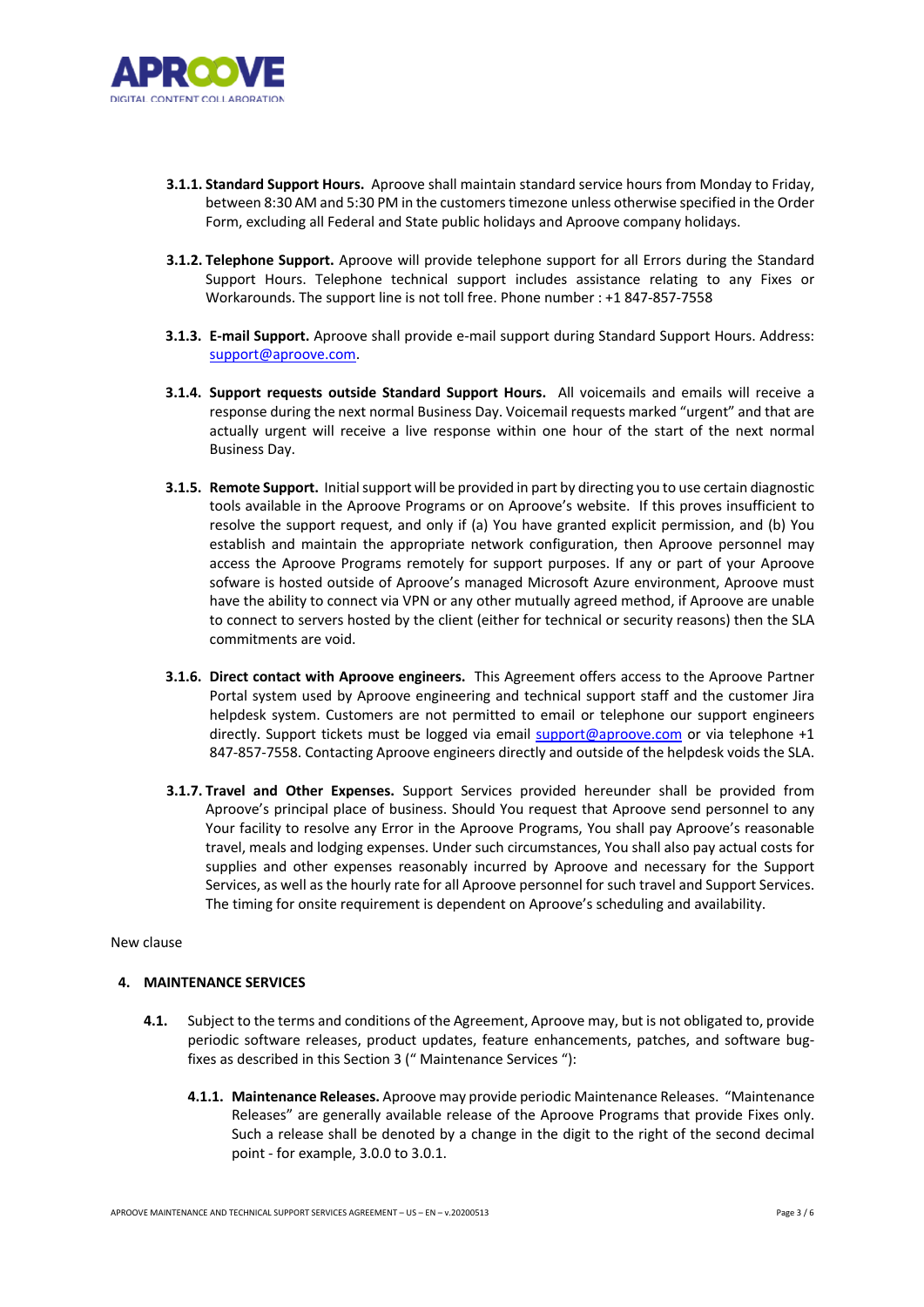**3.1.1. Standard Support Hours.** Aproove shall maintain standard service hours from Monday to Friday, between 8:30 AM and 5:30 PM in the customers timezone unless otherwise specified in the Order Form, excluding all Federal and State public holidays and Aproove company holidays.

**3.1.2. Telephone Support.** Aproove will provide telephone support for all Errors during the Standard Support Hours. Telephone technical support includes assistance relating to any Fixes or Workarounds. The support line is not toll free. Phone number : +1 847-857-7558

**3.1.3. E-mail Support.** Aproove shall provide e-mail support during Standard Support Hours. Address: support@aproove.com.

**3.1.4. Support requests outside Standard Support Hours.** All voicemails and emails will receive a response during the next normal Business Day. Voicemail requests marked "urgent" and that are actually urgent will receive a live response within one hour of the start of the next normal Business Day.

**3.1.5. Remote Support.** Initial support will be provided in part by directing you to use certain diagnostic tools available in the Aproove Programs or on Aproove's website. If this proves insufficient to resolve the support request, and only if (a) You have granted explicit permission, and (b) You establish and maintain the appropriate network configuration, then Aproove personnel may access the Aproove Programs remotely for support purposes. If any or part of your Aproove sofware is hosted outside of Aproove's managed Microsoft Azure environment, Aproove must have the ability to connect via VPN or any other mutually agreed method, if Aproove are unable to connect to servers hosted by the client (either for technical or security reasons) then the SLA commitments are void.

**3.1.6. Direct contact with Aproove engineers.** This Agreement offers access to the Aproove Partner Portal system used by Aproove engineering and technical support staff and the customer Jira helpdesk system. Customers are not permitted to email or telephone our support engineers directly. Support tickets must be logged via email support@aproove.com or via telephone +1 847-857-7558. Contacting Aproove engineers directly and outside of the helpdesk voids the SLA.

**3.1.7. Travel and Other Expenses.** Support Services provided hereunder shall be provided from Aproove's principal place of business. Should You request that Aproove send personnel to any Your facility to resolve any Error in the Aproove Programs, You shall pay Aproove's reasonable travel, meals and lodging expenses. Under such circumstances, You shall also pay actual costs for supplies and other expenses reasonably incurred by Aproove and necessary for the Support Services, as well as the hourly rate for all Aproove personnel for such travel and Support Services. The timing for onsite requirement is dependent on Aproove's scheduling and availability.

New clause

## 4. MAINTENANCE SERVICES

**4.1.** Subject to the terms and conditions of the Agreement, Aproove may, but is not obligated to, provide periodic software releases, product updates, feature enhancements, patches, and software bug-fixes as described in this Section 3 (" Maintenance Services "):

**4.1.1. Maintenance Releases.** Aproove may provide periodic Maintenance Releases. "Maintenance Releases" are generally available release of the Aproove Programs that provide Fixes only. Such a release shall be denoted by a change in the digit to the right of the second decimal point - for example, 3.0.0 to 3.0.1.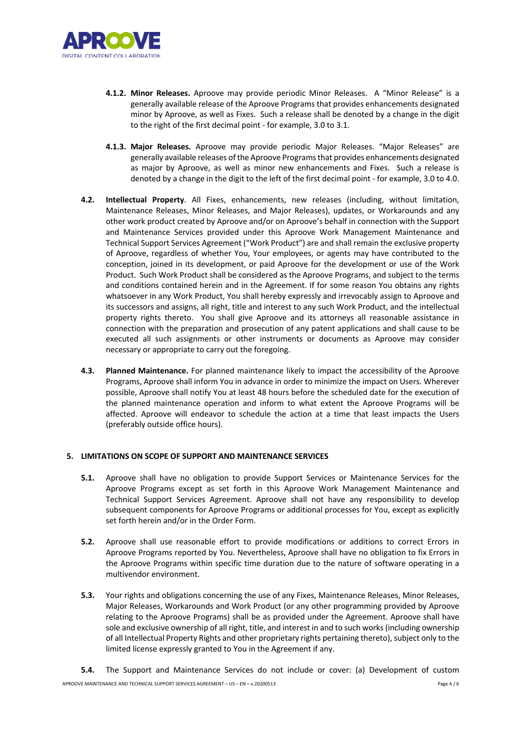**4.1.2. Minor Releases.** Aproove may provide periodic Minor Releases. A "Minor Release" is a generally available release of the Aproove Programs that provides enhancements designated minor by Aproove, as well as Fixes. Such a release shall be denoted by a change in the digit to the right of the first decimal point - for example, 3.0 to 3.1.

**4.1.3. Major Releases.** Aproove may provide periodic Major Releases. "Major Releases" are generally available releases of the Aproove Programs that provides enhancements designated as major by Aproove, as well as minor new enhancements and Fixes. Such a release is denoted by a change in the digit to the left of the first decimal point - for example, 3.0 to 4.0.

**4.2. Intellectual Property**. All Fixes, enhancements, new releases (including, without limitation, Maintenance Releases, Minor Releases, and Major Releases), updates, or Workarounds and any other work product created by Aproove and/or on Aproove's behalf in connection with the Support and Maintenance Services provided under this Aproove Work Management Maintenance and Technical Support Services Agreement ("Work Product") are and shall remain the exclusive property of Aproove, regardless of whether You, Your employees, or agents may have contributed to the conception, joined in its development, or paid Aproove for the development or use of the Work Product. Such Work Product shall be considered as the Aproove Programs, and subject to the terms and conditions contained herein and in the Agreement. If for some reason You obtains any rights whatsoever in any Work Product, You shall hereby expressly and irrevocably assign to Aproove and its successors and assigns, all right, title and interest to any such Work Product, and the intellectual property rights thereto. You shall give Aproove and its attorneys all reasonable assistance in connection with the preparation and prosecution of any patent applications and shall cause to be executed all such assignments or other instruments or documents as Aproove may consider necessary or appropriate to carry out the foregoing.

**4.3. Planned Maintenance.** For planned maintenance likely to impact the accessibility of the Aproove Programs, Aproove shall inform You in advance in order to minimize the impact on Users. Wherever possible, Aproove shall notify You at least 48 hours before the scheduled date for the execution of the planned maintenance operation and inform to what extent the Aproove Programs will be affected. Aproove will endeavor to schedule the action at a time that least impacts the Users (preferably outside office hours).

## 5. LIMITATIONS ON SCOPE OF SUPPORT AND MAINTENANCE SERVICES

**5.1.** Aproove shall have no obligation to provide Support Services or Maintenance Services for the Aproove Programs except as set forth in this Aproove Work Management Maintenance and Technical Support Services Agreement. Aproove shall not have any responsibility to develop subsequent components for Aproove Programs or additional processes for You, except as explicitly set forth herein and/or in the Order Form.

**5.2.** Aproove shall use reasonable effort to provide modifications or additions to correct Errors in Aproove Programs reported by You. Nevertheless, Aproove shall have no obligation to fix Errors in the Aproove Programs within specific time duration due to the nature of software operating in a multivendor environment.

**5.3.** Your rights and obligations concerning the use of any Fixes, Maintenance Releases, Minor Releases, Major Releases, Workarounds and Work Product (or any other programming provided by Aproove relating to the Aproove Programs) shall be as provided under the Agreement. Aproove shall have sole and exclusive ownership of all right, title, and interest in and to such works (including ownership of all Intellectual Property Rights and other proprietary rights pertaining thereto), subject only to the limited license expressly granted to You in the Agreement if any.

**5.4.** The Support and Maintenance Services do not include or cover: (a) Development of custom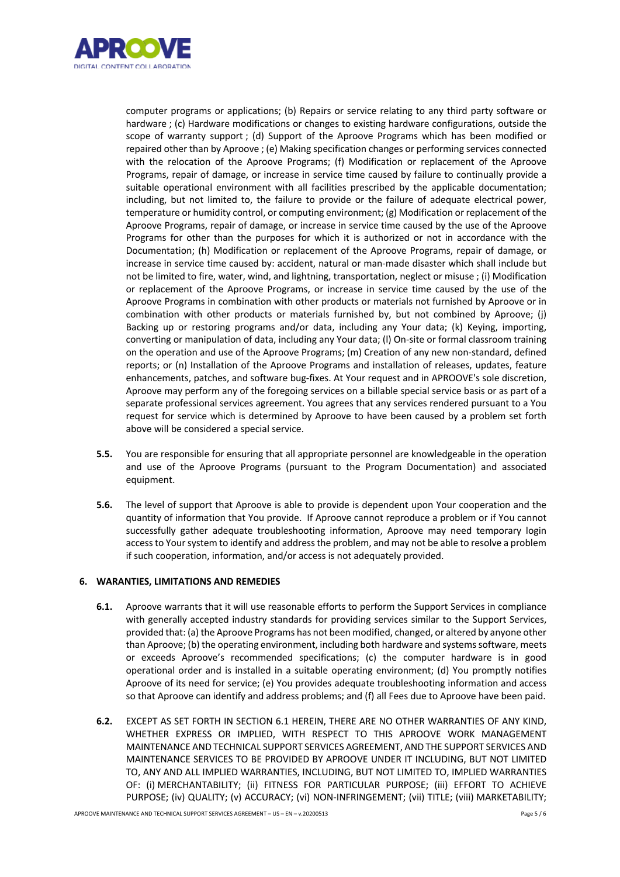computer programs or applications; (b) Repairs or service relating to any third party software or hardware ; (c) Hardware modifications or changes to existing hardware configurations, outside the scope of warranty support ; (d) Support of the Aproove Programs which has been modified or repaired other than by Aproove ; (e) Making specification changes or performing services connected with the relocation of the Aproove Programs; (f) Modification or replacement of the Aproove Programs, repair of damage, or increase in service time caused by failure to continually provide a suitable operational environment with all facilities prescribed by the applicable documentation; including, but not limited to, the failure to provide or the failure of adequate electrical power, temperature or humidity control, or computing environment; (g) Modification or replacement of the Aproove Programs, repair of damage, or increase in service time caused by the use of the Aproove Programs for other than the purposes for which it is authorized or not in accordance with the Documentation; (h) Modification or replacement of the Aproove Programs, repair of damage, or increase in service time caused by: accident, natural or man-made disaster which shall include but not be limited to fire, water, wind, and lightning, transportation, neglect or misuse ; (i) Modification or replacement of the Aproove Programs, or increase in service time caused by the use of the Aproove Programs in combination with other products or materials not furnished by Aproove or in combination with other products or materials furnished by, but not combined by Aproove; (j) Backing up or restoring programs and/or data, including any Your data; (k) Keying, importing, converting or manipulation of data, including any Your data; (l) On-site or formal classroom training on the operation and use of the Aproove Programs; (m) Creation of any new non-standard, defined reports; or (n) Installation of the Aproove Programs and installation of releases, updates, feature enhancements, patches, and software bug-fixes. At Your request and in APROOVE's sole discretion, Aproove may perform any of the foregoing services on a billable special service basis or as part of a separate professional services agreement. You agrees that any services rendered pursuant to a You request for service which is determined by Aproove to have been caused by a problem set forth above will be considered a special service.

**5.5.** You are responsible for ensuring that all appropriate personnel are knowledgeable in the operation and use of the Aproove Programs (pursuant to the Program Documentation) and associated equipment.

**5.6.** The level of support that Aproove is able to provide is dependent upon Your cooperation and the quantity of information that You provide. If Aproove cannot reproduce a problem or if You cannot successfully gather adequate troubleshooting information, Aproove may need temporary login access to Your system to identify and address the problem, and may not be able to resolve a problem if such cooperation, information, and/or access is not adequately provided.

## 6. WARANTIES, LIMITATIONS AND REMEDIES

**6.1.** Aproove warrants that it will use reasonable efforts to perform the Support Services in compliance with generally accepted industry standards for providing services similar to the Support Services, provided that: (a) the Aproove Programs has not been modified, changed, or altered by anyone other than Aproove; (b) the operating environment, including both hardware and systems software, meets or exceeds Aproove's recommended specifications; (c) the computer hardware is in good operational order and is installed in a suitable operating environment; (d) You promptly notifies Aproove of its need for service; (e) You provides adequate troubleshooting information and access so that Aproove can identify and address problems; and (f) all Fees due to Aproove have been paid.

**6.2.** EXCEPT AS SET FORTH IN SECTION 6.1 HEREIN, THERE ARE NO OTHER WARRANTIES OF ANY KIND, WHETHER EXPRESS OR IMPLIED, WITH RESPECT TO THIS APROOVE WORK MANAGEMENT MAINTENANCE AND TECHNICAL SUPPORT SERVICES AGREEMENT, AND THE SUPPORT SERVICES AND MAINTENANCE SERVICES TO BE PROVIDED BY APROOVE UNDER IT INCLUDING, BUT NOT LIMITED TO, ANY AND ALL IMPLIED WARRANTIES, INCLUDING, BUT NOT LIMITED TO, IMPLIED WARRANTIES OF: (i) MERCHANTABILITY; (ii) FITNESS FOR PARTICULAR PURPOSE; (iii) EFFORT TO ACHIEVE PURPOSE; (iv) QUALITY; (v) ACCURACY; (vi) NON-INFRINGEMENT; (vii) TITLE; (viii) MARKETABILITY;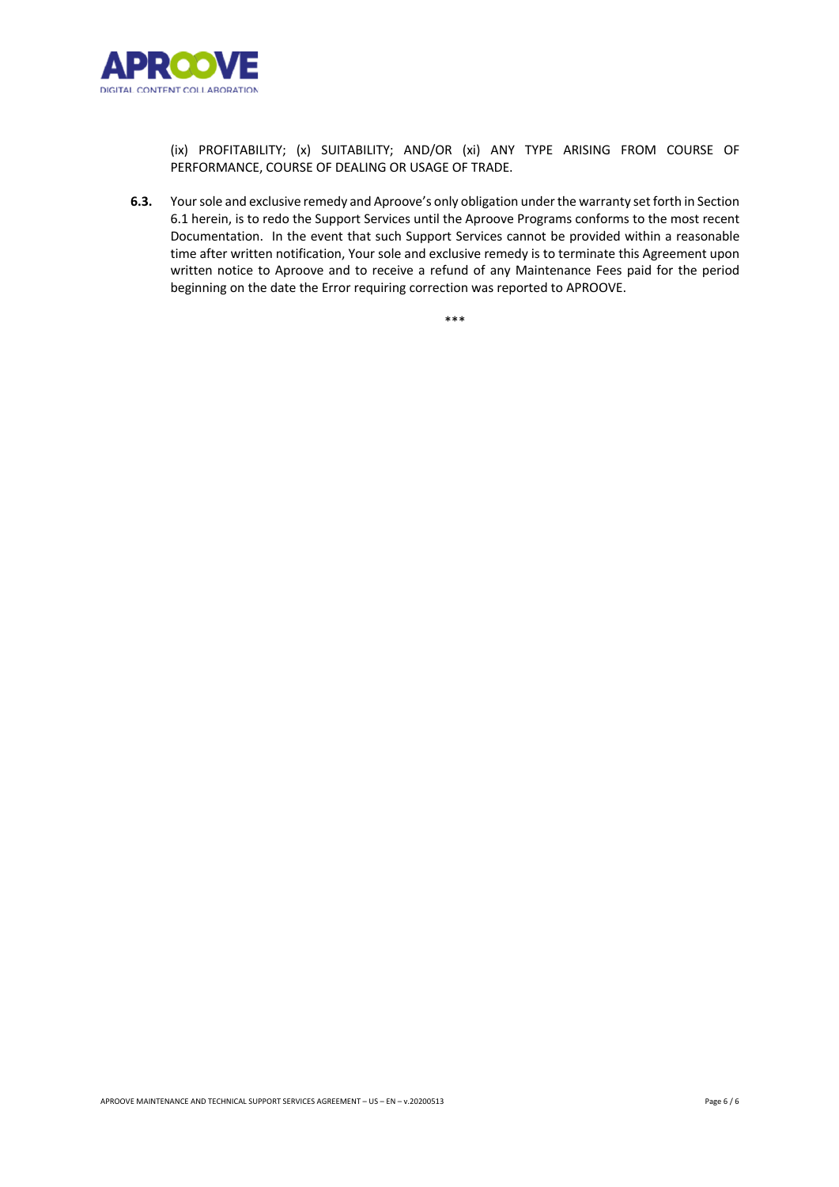(ix) PROFITABILITY; (x) SUITABILITY; AND/OR (xi) ANY TYPE ARISING FROM COURSE OF PERFORMANCE, COURSE OF DEALING OR USAGE OF TRADE.

**6.3.** Your sole and exclusive remedy and Aproove's only obligation under the warranty set forth in Section 6.1 herein, is to redo the Support Services until the Aproove Programs conforms to the most recent Documentation. In the event that such Support Services cannot be provided within a reasonable time after written notification, Your sole and exclusive remedy is to terminate this Agreement upon written notice to Aproove and to receive a refund of any Maintenance Fees paid for the period beginning on the date the Error requiring correction was reported to APROOVE.

***